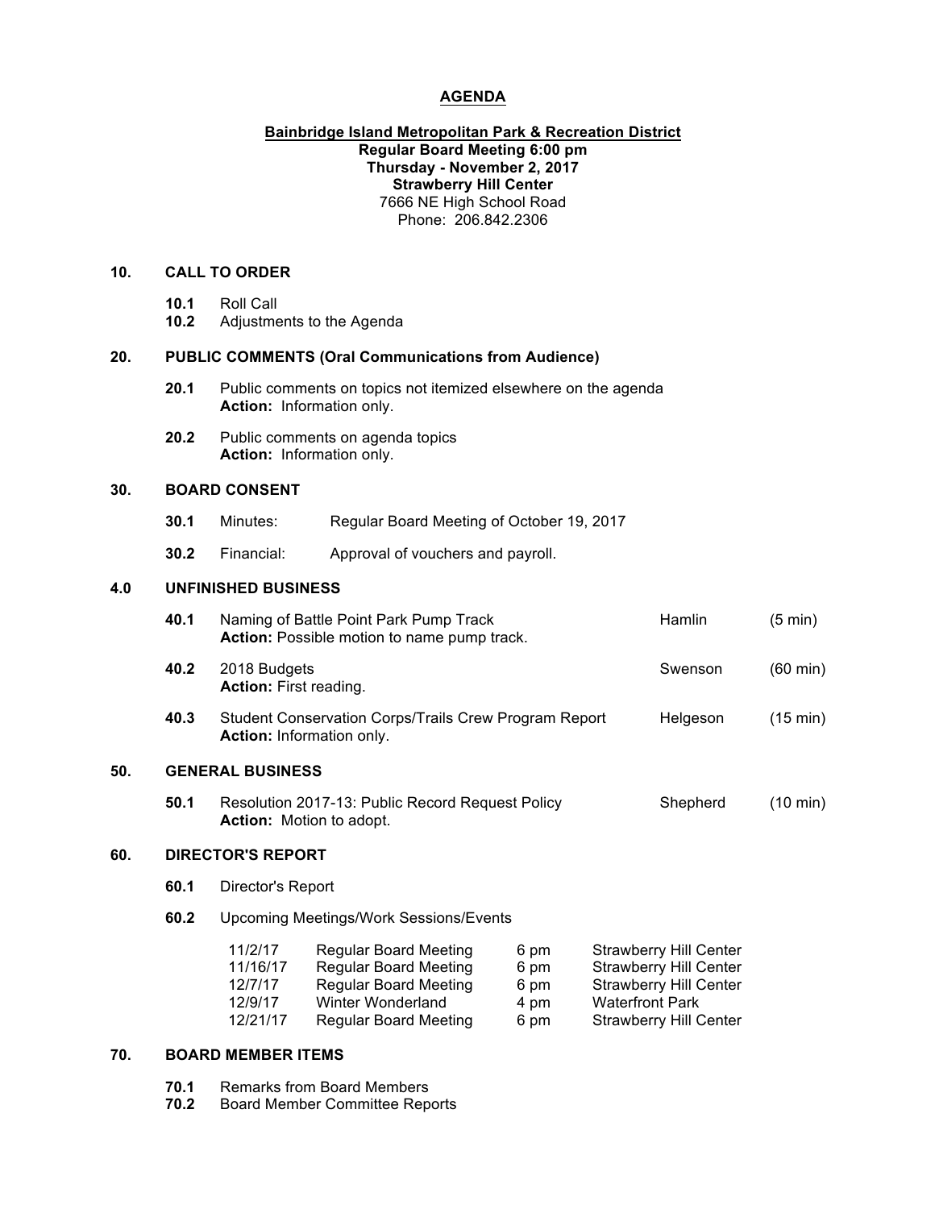# AGENDA

**Bainbridge Island Metropolitan Park & Recreation District**
**Regular Board Meeting 6:00 pm**
**Thursday - November 2, 2017**
**Strawberry Hill Center**
7666 NE High School Road
Phone: 206.842.2306

## 10. CALL TO ORDER

**10.1** Roll Call
**10.2** Adjustments to the Agenda

## 20. PUBLIC COMMENTS (Oral Communications from Audience)

**20.1** Public comments on topics not itemized elsewhere on the agenda
**Action:** Information only.

**20.2** Public comments on agenda topics
**Action:** Information only.

## 30. BOARD CONSENT

**30.1** Minutes: Regular Board Meeting of October 19, 2017

**30.2** Financial: Approval of vouchers and payroll.

## 4.0 UNFINISHED BUSINESS

**40.1** Naming of Battle Point Park Pump Track — Hamlin (5 min)
**Action:** Possible motion to name pump track.

**40.2** 2018 Budgets — Swenson (60 min)
**Action:** First reading.

**40.3** Student Conservation Corps/Trails Crew Program Report — Helgeson (15 min)
**Action:** Information only.

## 50. GENERAL BUSINESS

**50.1** Resolution 2017-13: Public Record Request Policy — Shepherd (10 min)
**Action:** Motion to adopt.

## 60. DIRECTOR'S REPORT

**60.1** Director's Report

**60.2** Upcoming Meetings/Work Sessions/Events

| | | | |
|---|---|---|---|
| 11/2/17 | Regular Board Meeting | 6 pm | Strawberry Hill Center |
| 11/16/17 | Regular Board Meeting | 6 pm | Strawberry Hill Center |
| 12/7/17 | Regular Board Meeting | 6 pm | Strawberry Hill Center |
| 12/9/17 | Winter Wonderland | 4 pm | Waterfront Park |
| 12/21/17 | Regular Board Meeting | 6 pm | Strawberry Hill Center |

## 70. BOARD MEMBER ITEMS

**70.1** Remarks from Board Members
**70.2** Board Member Committee Reports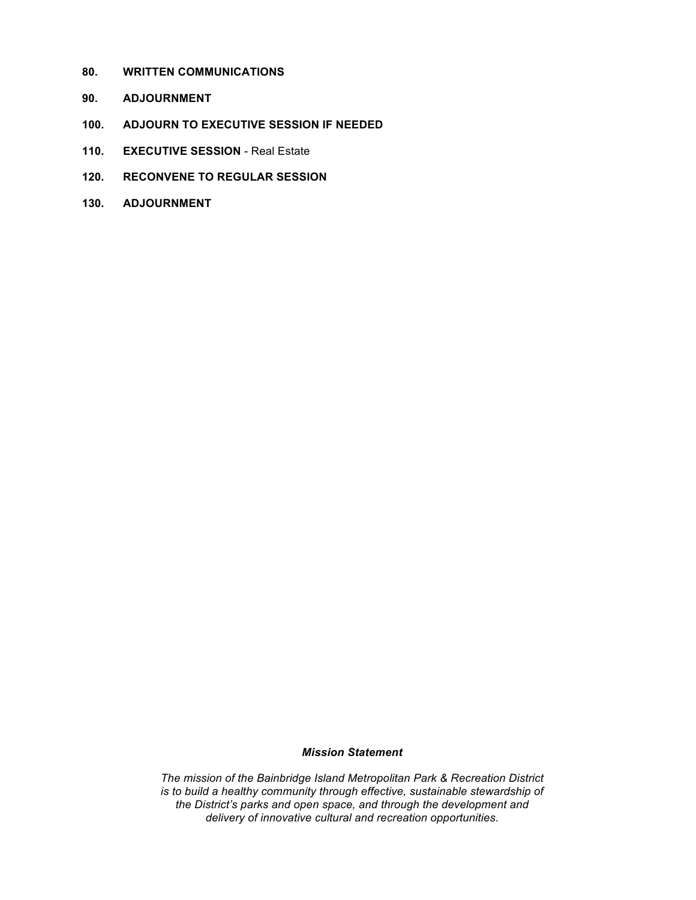**80. WRITTEN COMMUNICATIONS**

**90. ADJOURNMENT**

**100. ADJOURN TO EXECUTIVE SESSION IF NEEDED**

**110. EXECUTIVE SESSION** - Real Estate

**120. RECONVENE TO REGULAR SESSION**

**130. ADJOURNMENT**

***Mission Statement***

*The mission of the Bainbridge Island Metropolitan Park & Recreation District is to build a healthy community through effective, sustainable stewardship of the District's parks and open space, and through the development and delivery of innovative cultural and recreation opportunities.*